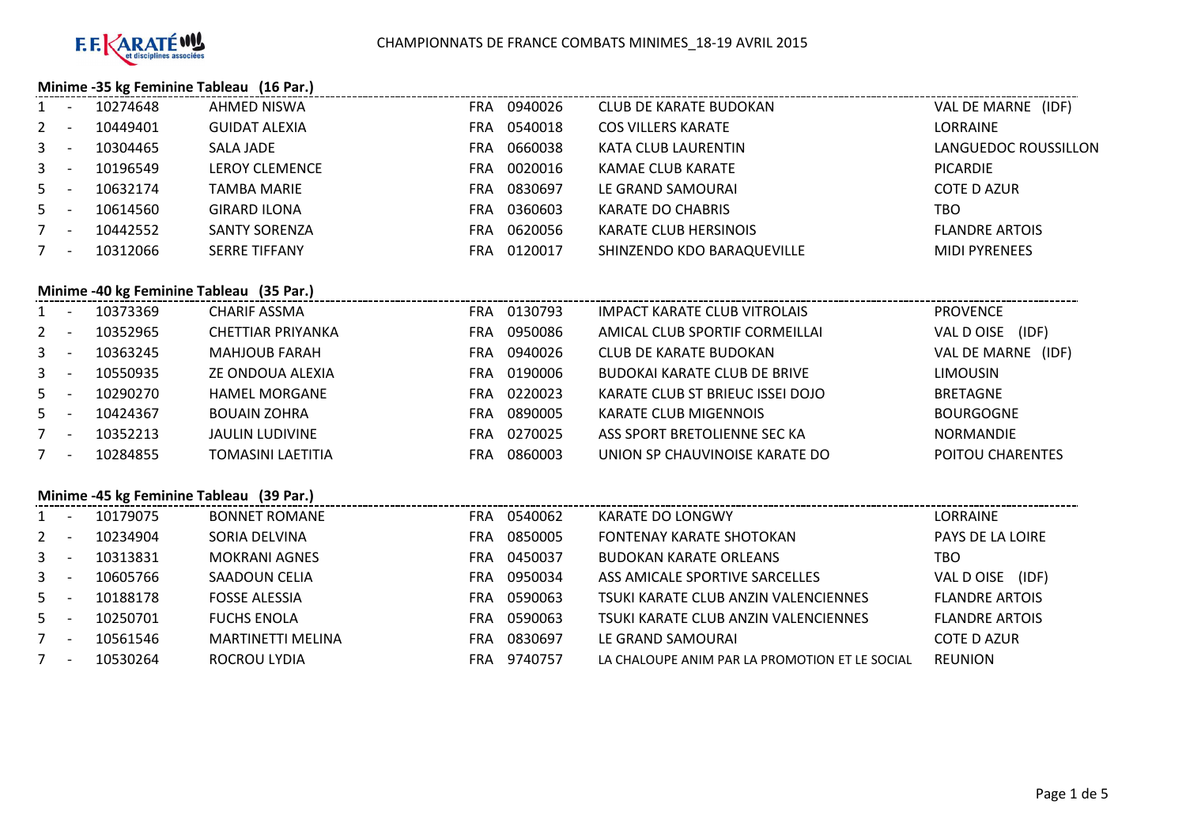CHAMPIONNATS DE FRANCE COMBATS MINIMES_18-19 AVRIL 2015

**Minime -35 kg Feminine Tableau (16 Par.)**

| | | | | | | | |
|---|---|---|---|---|---|---|---|
| 1 | - | 10274648 | AHMED NISWA | FRA | 0940026 | CLUB DE KARATE BUDOKAN | VAL DE MARNE (IDF) |
| 2 | - | 10449401 | GUIDAT ALEXIA | FRA | 0540018 | COS VILLERS KARATE | LORRAINE |
| 3 | - | 10304465 | SALA JADE | FRA | 0660038 | KATA CLUB LAURENTIN | LANGUEDOC ROUSSILLON |
| 3 | - | 10196549 | LEROY CLEMENCE | FRA | 0020016 | KAMAE CLUB KARATE | PICARDIE |
| 5 | - | 10632174 | TAMBA MARIE | FRA | 0830697 | LE GRAND SAMOURAI | COTE D AZUR |
| 5 | - | 10614560 | GIRARD ILONA | FRA | 0360603 | KARATE DO CHABRIS | TBO |
| 7 | - | 10442552 | SANTY SORENZA | FRA | 0620056 | KARATE CLUB HERSINOIS | FLANDRE ARTOIS |
| 7 | - | 10312066 | SERRE TIFFANY | FRA | 0120017 | SHINZENDO KDO BARAQUEVILLE | MIDI PYRENEES |

**Minime -40 kg Feminine Tableau (35 Par.)**

| | | | | | | | |
|---|---|---|---|---|---|---|---|
| 1 | - | 10373369 | CHARIF ASSMA | FRA | 0130793 | IMPACT KARATE CLUB VITROLAIS | PROVENCE |
| 2 | - | 10352965 | CHETTIAR PRIYANKA | FRA | 0950086 | AMICAL CLUB SPORTIF CORMEILLAI | VAL D OISE (IDF) |
| 3 | - | 10363245 | MAHJOUB FARAH | FRA | 0940026 | CLUB DE KARATE BUDOKAN | VAL DE MARNE (IDF) |
| 3 | - | 10550935 | ZE ONDOUA ALEXIA | FRA | 0190006 | BUDOKAI KARATE CLUB DE BRIVE | LIMOUSIN |
| 5 | - | 10290270 | HAMEL MORGANE | FRA | 0220023 | KARATE CLUB ST BRIEUC ISSEI DOJO | BRETAGNE |
| 5 | - | 10424367 | BOUAIN ZOHRA | FRA | 0890005 | KARATE CLUB MIGENNOIS | BOURGOGNE |
| 7 | - | 10352213 | JAULIN LUDIVINE | FRA | 0270025 | ASS SPORT BRETOLIENNE SEC KA | NORMANDIE |
| 7 | - | 10284855 | TOMASINI LAETITIA | FRA | 0860003 | UNION SP CHAUVINOISE KARATE DO | POITOU CHARENTES |

**Minime -45 kg Feminine Tableau (39 Par.)**

| | | | | | | | |
|---|---|---|---|---|---|---|---|
| 1 | - | 10179075 | BONNET ROMANE | FRA | 0540062 | KARATE DO LONGWY | LORRAINE |
| 2 | - | 10234904 | SORIA DELVINA | FRA | 0850005 | FONTENAY KARATE SHOTOKAN | PAYS DE LA LOIRE |
| 3 | - | 10313831 | MOKRANI AGNES | FRA | 0450037 | BUDOKAN KARATE ORLEANS | TBO |
| 3 | - | 10605766 | SAADOUN CELIA | FRA | 0950034 | ASS AMICALE SPORTIVE SARCELLES | VAL D OISE (IDF) |
| 5 | - | 10188178 | FOSSE ALESSIA | FRA | 0590063 | TSUKI KARATE CLUB ANZIN VALENCIENNES | FLANDRE ARTOIS |
| 5 | - | 10250701 | FUCHS ENOLA | FRA | 0590063 | TSUKI KARATE CLUB ANZIN VALENCIENNES | FLANDRE ARTOIS |
| 7 | - | 10561546 | MARTINETTI MELINA | FRA | 0830697 | LE GRAND SAMOURAI | COTE D AZUR |
| 7 | - | 10530264 | ROCROU LYDIA | FRA | 9740757 | LA CHALOUPE ANIM PAR LA PROMOTION ET LE SOCIAL | REUNION |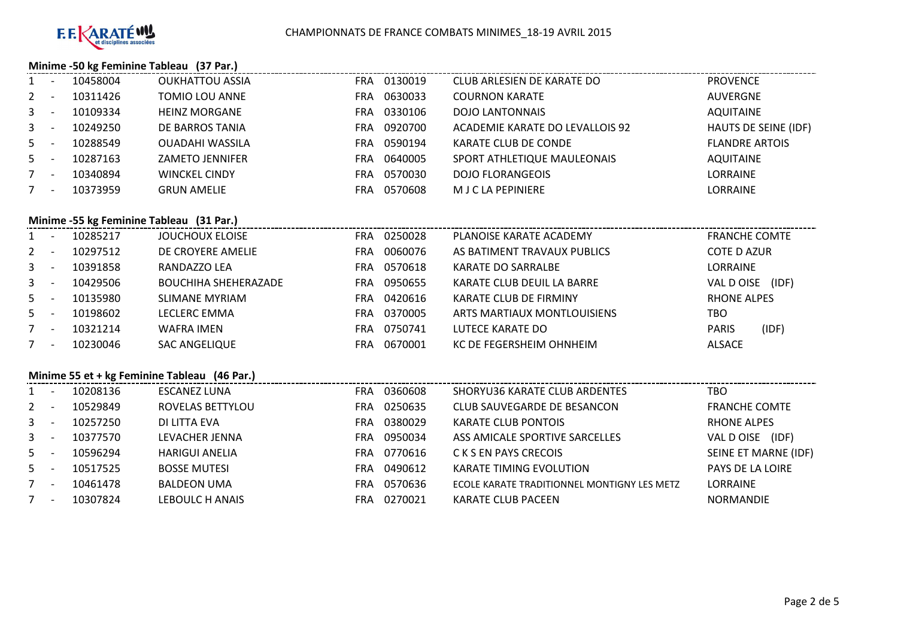CHAMPIONNATS DE FRANCE COMBATS MINIMES_18-19 AVRIL 2015

### Minime -50 kg Feminine Tableau (37 Par.)

| | | | | | | | |
|---|---|---|---|---|---|---|---|
| 1 | - | 10458004 | OUKHATTOU ASSIA | FRA | 0130019 | CLUB ARLESIEN DE KARATE DO | PROVENCE |
| 2 | - | 10311426 | TOMIO LOU ANNE | FRA | 0630033 | COURNON KARATE | AUVERGNE |
| 3 | - | 10109334 | HEINZ MORGANE | FRA | 0330106 | DOJO LANTONNAIS | AQUITAINE |
| 3 | - | 10249250 | DE BARROS TANIA | FRA | 0920700 | ACADEMIE KARATE DO LEVALLOIS 92 | HAUTS DE SEINE (IDF) |
| 5 | - | 10288549 | OUADAHI WASSILA | FRA | 0590194 | KARATE CLUB DE CONDE | FLANDRE ARTOIS |
| 5 | - | 10287163 | ZAMETO JENNIFER | FRA | 0640005 | SPORT ATHLETIQUE MAULEONAIS | AQUITAINE |
| 7 | - | 10340894 | WINCKEL CINDY | FRA | 0570030 | DOJO FLORANGEOIS | LORRAINE |
| 7 | - | 10373959 | GRUN AMELIE | FRA | 0570608 | M J C LA PEPINIERE | LORRAINE |

### Minime -55 kg Feminine Tableau (31 Par.)

| | | | | | | | |
|---|---|---|---|---|---|---|---|
| 1 | - | 10285217 | JOUCHOUX ELOISE | FRA | 0250028 | PLANOISE KARATE ACADEMY | FRANCHE COMTE |
| 2 | - | 10297512 | DE CROYERE AMELIE | FRA | 0060076 | AS BATIMENT TRAVAUX PUBLICS | COTE D AZUR |
| 3 | - | 10391858 | RANDAZZO LEA | FRA | 0570618 | KARATE DO SARRALBE | LORRAINE |
| 3 | - | 10429506 | BOUCHIHA SHEHERAZADE | FRA | 0950655 | KARATE CLUB DEUIL LA BARRE | VAL D OISE (IDF) |
| 5 | - | 10135980 | SLIMANE MYRIAM | FRA | 0420616 | KARATE CLUB DE FIRMINY | RHONE ALPES |
| 5 | - | 10198602 | LECLERC EMMA | FRA | 0370005 | ARTS MARTIAUX MONTLOUISIENS | TBO |
| 7 | - | 10321214 | WAFRA IMEN | FRA | 0750741 | LUTECE KARATE DO | PARIS (IDF) |
| 7 | - | 10230046 | SAC ANGELIQUE | FRA | 0670001 | KC DE FEGERSHEIM OHNHEIM | ALSACE |

### Minime 55 et + kg Feminine Tableau (46 Par.)

| | | | | | | | |
|---|---|---|---|---|---|---|---|
| 1 | - | 10208136 | ESCANEZ LUNA | FRA | 0360608 | SHORYU36 KARATE CLUB ARDENTES | TBO |
| 2 | - | 10529849 | ROVELAS BETTYLOU | FRA | 0250635 | CLUB SAUVEGARDE DE BESANCON | FRANCHE COMTE |
| 3 | - | 10257250 | DI LITTA EVA | FRA | 0380029 | KARATE CLUB PONTOIS | RHONE ALPES |
| 3 | - | 10377570 | LEVACHER JENNA | FRA | 0950034 | ASS AMICALE SPORTIVE SARCELLES | VAL D OISE (IDF) |
| 5 | - | 10596294 | HARIGUI ANELIA | FRA | 0770616 | C K S EN PAYS CRECOIS | SEINE ET MARNE (IDF) |
| 5 | - | 10517525 | BOSSE MUTESI | FRA | 0490612 | KARATE TIMING EVOLUTION | PAYS DE LA LOIRE |
| 7 | - | 10461478 | BALDEON UMA | FRA | 0570636 | ECOLE KARATE TRADITIONNEL MONTIGNY LES METZ | LORRAINE |
| 7 | - | 10307824 | LEBOULC H ANAIS | FRA | 0270021 | KARATE CLUB PACEEN | NORMANDIE |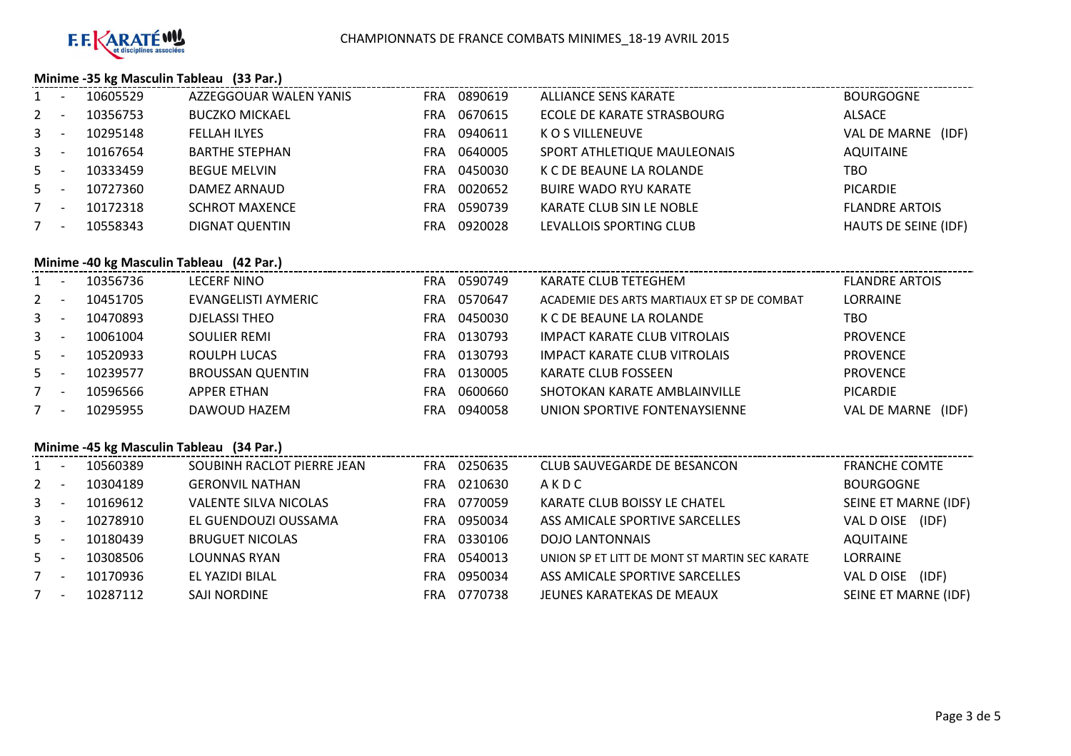## Minime -35 kg Masculin Tableau (33 Par.)

| | | | | | | | |
|---|---|---|---|---|---|---|---|
| 1 | - | 10605529 | AZZEGGOUAR WALEN YANIS | FRA | 0890619 | ALLIANCE SENS KARATE | BOURGOGNE |
| 2 | - | 10356753 | BUCZKO MICKAEL | FRA | 0670615 | ECOLE DE KARATE STRASBOURG | ALSACE |
| 3 | - | 10295148 | FELLAH ILYES | FRA | 0940611 | K O S VILLENEUVE | VAL DE MARNE (IDF) |
| 3 | - | 10167654 | BARTHE STEPHAN | FRA | 0640005 | SPORT ATHLETIQUE MAULEONAIS | AQUITAINE |
| 5 | - | 10333459 | BEGUE MELVIN | FRA | 0450030 | K C DE BEAUNE LA ROLANDE | TBO |
| 5 | - | 10727360 | DAMEZ ARNAUD | FRA | 0020652 | BUIRE WADO RYU KARATE | PICARDIE |
| 7 | - | 10172318 | SCHROT MAXENCE | FRA | 0590739 | KARATE CLUB SIN LE NOBLE | FLANDRE ARTOIS |
| 7 | - | 10558343 | DIGNAT QUENTIN | FRA | 0920028 | LEVALLOIS SPORTING CLUB | HAUTS DE SEINE (IDF) |

## Minime -40 kg Masculin Tableau (42 Par.)

| | | | | | | | |
|---|---|---|---|---|---|---|---|
| 1 | - | 10356736 | LECERF NINO | FRA | 0590749 | KARATE CLUB TETEGHEM | FLANDRE ARTOIS |
| 2 | - | 10451705 | EVANGELISTI AYMERIC | FRA | 0570647 | ACADEMIE DES ARTS MARTIAUX ET SP DE COMBAT | LORRAINE |
| 3 | - | 10470893 | DJELASSI THEO | FRA | 0450030 | K C DE BEAUNE LA ROLANDE | TBO |
| 3 | - | 10061004 | SOULIER REMI | FRA | 0130793 | IMPACT KARATE CLUB VITROLAIS | PROVENCE |
| 5 | - | 10520933 | ROULPH LUCAS | FRA | 0130793 | IMPACT KARATE CLUB VITROLAIS | PROVENCE |
| 5 | - | 10239577 | BROUSSAN QUENTIN | FRA | 0130005 | KARATE CLUB FOSSEEN | PROVENCE |
| 7 | - | 10596566 | APPER ETHAN | FRA | 0600660 | SHOTOKAN KARATE AMBLAINVILLE | PICARDIE |
| 7 | - | 10295955 | DAWOUD HAZEM | FRA | 0940058 | UNION SPORTIVE FONTENAYSIENNE | VAL DE MARNE (IDF) |

## Minime -45 kg Masculin Tableau (34 Par.)

| | | | | | | | |
|---|---|---|---|---|---|---|---|
| 1 | - | 10560389 | SOUBINH RACLOT PIERRE JEAN | FRA | 0250635 | CLUB SAUVEGARDE DE BESANCON | FRANCHE COMTE |
| 2 | - | 10304189 | GERONVIL NATHAN | FRA | 0210630 | A K D C | BOURGOGNE |
| 3 | - | 10169612 | VALENTE SILVA NICOLAS | FRA | 0770059 | KARATE CLUB BOISSY LE CHATEL | SEINE ET MARNE (IDF) |
| 3 | - | 10278910 | EL GUENDOUZI OUSSAMA | FRA | 0950034 | ASS AMICALE SPORTIVE SARCELLES | VAL D OISE (IDF) |
| 5 | - | 10180439 | BRUGUET NICOLAS | FRA | 0330106 | DOJO LANTONNAIS | AQUITAINE |
| 5 | - | 10308506 | LOUNNAS RYAN | FRA | 0540013 | UNION SP ET LITT DE MONT ST MARTIN SEC KARATE | LORRAINE |
| 7 | - | 10170936 | EL YAZIDI BILAL | FRA | 0950034 | ASS AMICALE SPORTIVE SARCELLES | VAL D OISE (IDF) |
| 7 | - | 10287112 | SAJI NORDINE | FRA | 0770738 | JEUNES KARATEKAS DE MEAUX | SEINE ET MARNE (IDF) |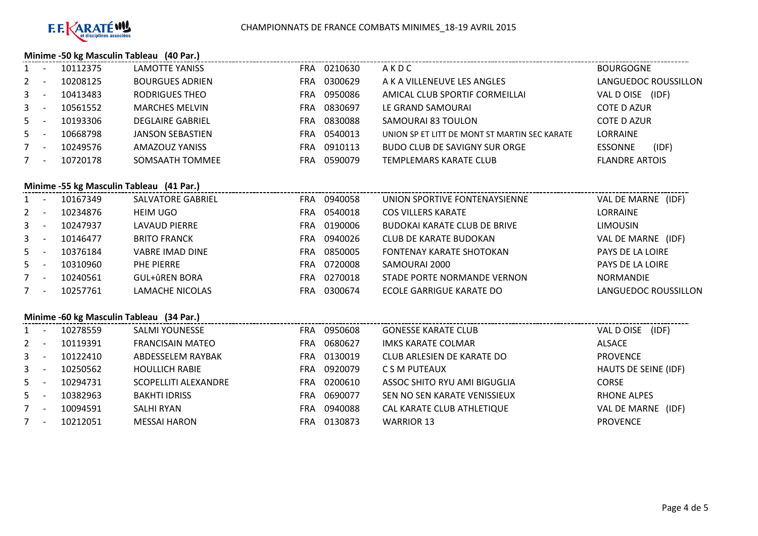F.F. KARATÉ et disciplines associées

CHAMPIONNATS DE FRANCE COMBATS MINIMES_18-19 AVRIL 2015

### Minime -50 kg Masculin Tableau (40 Par.)

| | | | | | | | |
|---|---|---|---|---|---|---|---|
| 1 | - | 10112375 | LAMOTTE YANISS | FRA | 0210630 | A K D C | BOURGOGNE |
| 2 | - | 10208125 | BOURGUES ADRIEN | FRA | 0300629 | A K A VILLENEUVE LES ANGLES | LANGUEDOC ROUSSILLON |
| 3 | - | 10413483 | RODRIGUES THEO | FRA | 0950086 | AMICAL CLUB SPORTIF CORMEILLAI | VAL D OISE (IDF) |
| 3 | - | 10561552 | MARCHES MELVIN | FRA | 0830697 | LE GRAND SAMOURAI | COTE D AZUR |
| 5 | - | 10193306 | DEGLAIRE GABRIEL | FRA | 0830088 | SAMOURAI 83 TOULON | COTE D AZUR |
| 5 | - | 10668798 | JANSON SEBASTIEN | FRA | 0540013 | UNION SP ET LITT DE MONT ST MARTIN SEC KARATE | LORRAINE |
| 7 | - | 10249576 | AMAZOUZ YANISS | FRA | 0910113 | BUDO CLUB DE SAVIGNY SUR ORGE | ESSONNE (IDF) |
| 7 | - | 10720178 | SOMSAATH TOMMEE | FRA | 0590079 | TEMPLEMARS KARATE CLUB | FLANDRE ARTOIS |

### Minime -55 kg Masculin Tableau (41 Par.)

| | | | | | | | |
|---|---|---|---|---|---|---|---|
| 1 | - | 10167349 | SALVATORE GABRIEL | FRA | 0940058 | UNION SPORTIVE FONTENAYSIENNE | VAL DE MARNE (IDF) |
| 2 | - | 10234876 | HEIM UGO | FRA | 0540018 | COS VILLERS KARATE | LORRAINE |
| 3 | - | 10247937 | LAVAUD PIERRE | FRA | 0190006 | BUDOKAI KARATE CLUB DE BRIVE | LIMOUSIN |
| 3 | - | 10146477 | BRITO FRANCK | FRA | 0940026 | CLUB DE KARATE BUDOKAN | VAL DE MARNE (IDF) |
| 5 | - | 10376184 | VABRE IMAD DINE | FRA | 0850005 | FONTENAY KARATE SHOTOKAN | PAYS DE LA LOIRE |
| 5 | - | 10310960 | PHE PIERRE | FRA | 0720008 | SAMOURAI 2000 | PAYS DE LA LOIRE |
| 7 | - | 10240561 | GUL+ûREN BORA | FRA | 0270018 | STADE PORTE NORMANDE VERNON | NORMANDIE |
| 7 | - | 10257761 | LAMACHE NICOLAS | FRA | 0300674 | ECOLE GARRIGUE KARATE DO | LANGUEDOC ROUSSILLON |

### Minime -60 kg Masculin Tableau (34 Par.)

| | | | | | | | |
|---|---|---|---|---|---|---|---|
| 1 | - | 10278559 | SALMI YOUNESSE | FRA | 0950608 | GONESSE KARATE CLUB | VAL D OISE (IDF) |
| 2 | - | 10119391 | FRANCISAIN MATEO | FRA | 0680627 | IMKS KARATE COLMAR | ALSACE |
| 3 | - | 10122410 | ABDESSELEM RAYBAK | FRA | 0130019 | CLUB ARLESIEN DE KARATE DO | PROVENCE |
| 3 | - | 10250562 | HOULLICH RABIE | FRA | 0920079 | C S M PUTEAUX | HAUTS DE SEINE (IDF) |
| 5 | - | 10294731 | SCOPELLITI ALEXANDRE | FRA | 0200610 | ASSOC SHITO RYU AMI BIGUGLIA | CORSE |
| 5 | - | 10382963 | BAKHTI IDRISS | FRA | 0690077 | SEN NO SEN KARATE VENISSIEUX | RHONE ALPES |
| 7 | - | 10094591 | SALHI RYAN | FRA | 0940088 | CAL KARATE CLUB ATHLETIQUE | VAL DE MARNE (IDF) |
| 7 | - | 10212051 | MESSAI HARON | FRA | 0130873 | WARRIOR 13 | PROVENCE |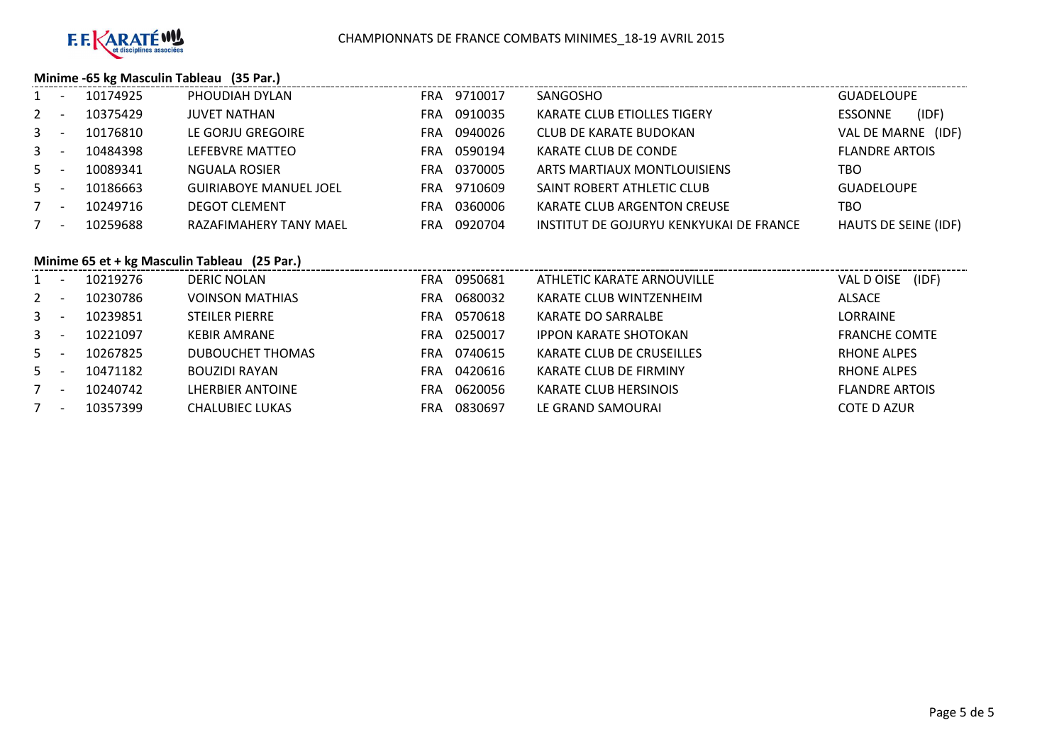### Minime -65 kg Masculin Tableau (35 Par.)

| | | | | | | | |
|---|---|---|---|---|---|---|---|
| 1 | - | 10174925 | PHOUDIAH DYLAN | FRA | 9710017 | SANGOSHO | GUADELOUPE |
| 2 | - | 10375429 | JUVET NATHAN | FRA | 0910035 | KARATE CLUB ETIOLLES TIGERY | ESSONNE (IDF) |
| 3 | - | 10176810 | LE GORJU GREGOIRE | FRA | 0940026 | CLUB DE KARATE BUDOKAN | VAL DE MARNE (IDF) |
| 3 | - | 10484398 | LEFEBVRE MATTEO | FRA | 0590194 | KARATE CLUB DE CONDE | FLANDRE ARTOIS |
| 5 | - | 10089341 | NGUALA ROSIER | FRA | 0370005 | ARTS MARTIAUX MONTLOUISIENS | TBO |
| 5 | - | 10186663 | GUIRIABOYE MANUEL JOEL | FRA | 9710609 | SAINT ROBERT ATHLETIC CLUB | GUADELOUPE |
| 7 | - | 10249716 | DEGOT CLEMENT | FRA | 0360006 | KARATE CLUB ARGENTON CREUSE | TBO |
| 7 | - | 10259688 | RAZAFIMAHERY TANY MAEL | FRA | 0920704 | INSTITUT DE GOJURYU KENKYUKAI DE FRANCE | HAUTS DE SEINE (IDF) |

### Minime 65 et + kg Masculin Tableau (25 Par.)

| | | | | | | | |
|---|---|---|---|---|---|---|---|
| 1 | - | 10219276 | DERIC NOLAN | FRA | 0950681 | ATHLETIC KARATE ARNOUVILLE | VAL D OISE (IDF) |
| 2 | - | 10230786 | VOINSON MATHIAS | FRA | 0680032 | KARATE CLUB WINTZENHEIM | ALSACE |
| 3 | - | 10239851 | STEILER PIERRE | FRA | 0570618 | KARATE DO SARRALBE | LORRAINE |
| 3 | - | 10221097 | KEBIR AMRANE | FRA | 0250017 | IPPON KARATE SHOTOKAN | FRANCHE COMTE |
| 5 | - | 10267825 | DUBOUCHET THOMAS | FRA | 0740615 | KARATE CLUB DE CRUSEILLES | RHONE ALPES |
| 5 | - | 10471182 | BOUZIDI RAYAN | FRA | 0420616 | KARATE CLUB DE FIRMINY | RHONE ALPES |
| 7 | - | 10240742 | LHERBIER ANTOINE | FRA | 0620056 | KARATE CLUB HERSINOIS | FLANDRE ARTOIS |
| 7 | - | 10357399 | CHALUBIEC LUKAS | FRA | 0830697 | LE GRAND SAMOURAI | COTE D AZUR |